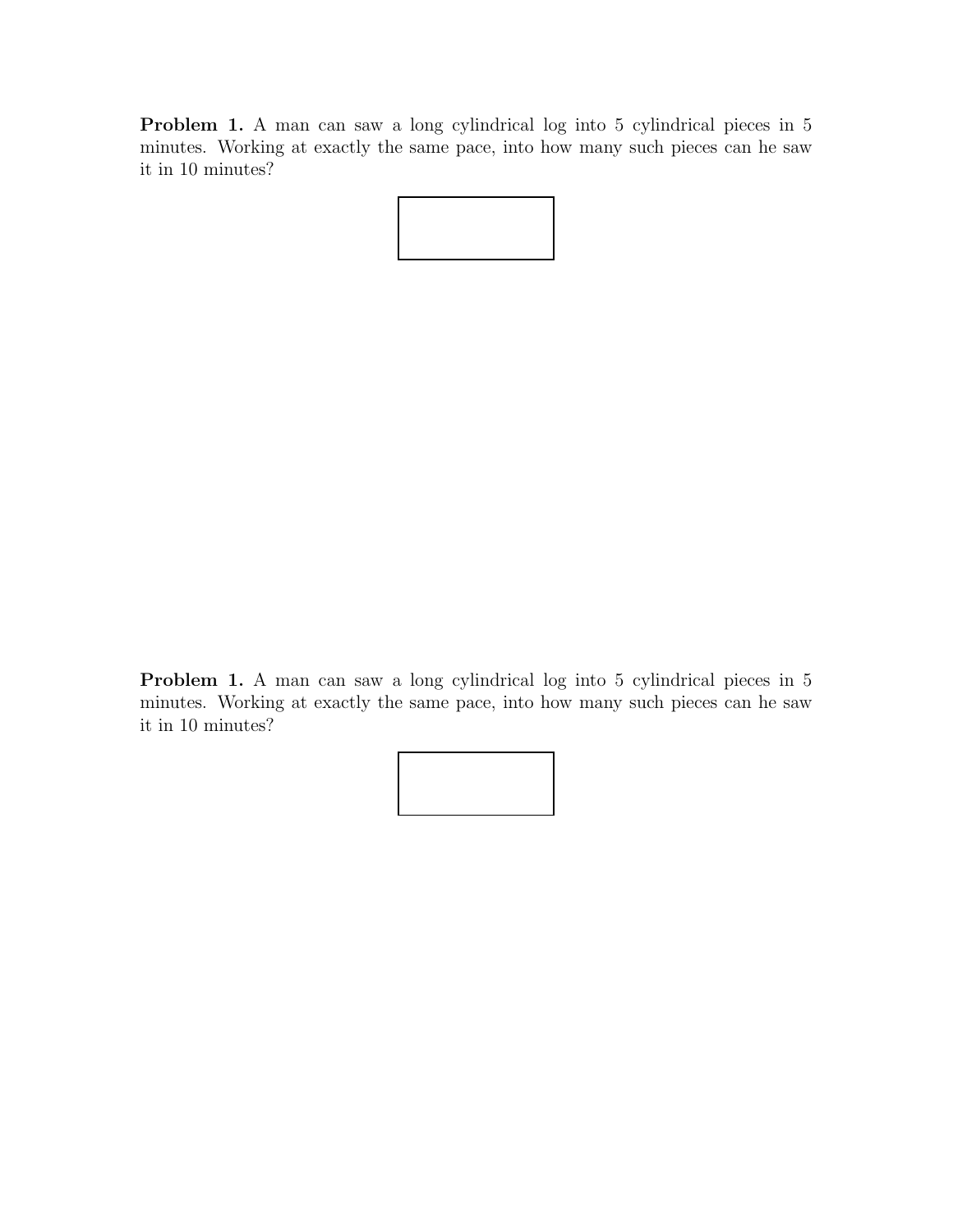**Problem 1.** A man can saw a long cylindrical log into 5 cylindrical pieces in 5 minutes. Working at exactly the same pace, into how many such pieces can he saw it in 10 minutes?

**Problem 1.** A man can saw a long cylindrical log into 5 cylindrical pieces in 5 minutes. Working at exactly the same pace, into how many such pieces can he saw it in 10 minutes?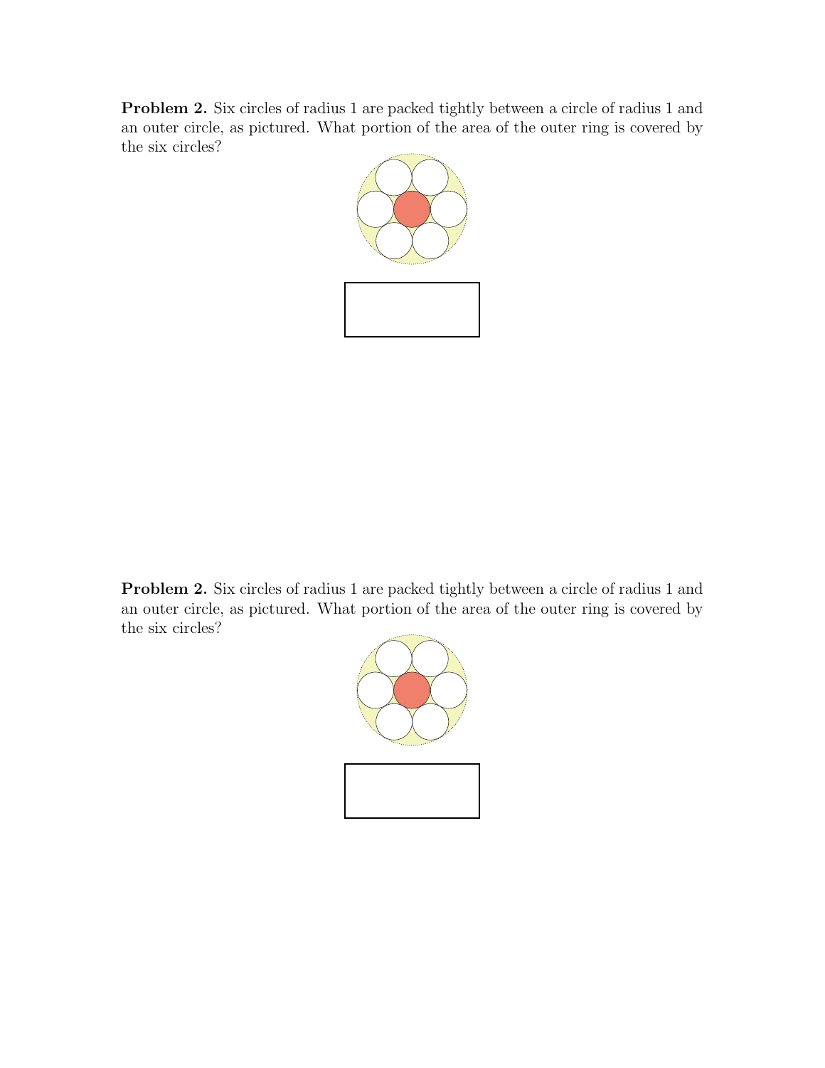**Problem 2.** Six circles of radius 1 are packed tightly between a circle of radius 1 and an outer circle, as pictured. What portion of the area of the outer ring is covered by the six circles?

**Problem 2.** Six circles of radius 1 are packed tightly between a circle of radius 1 and an outer circle, as pictured. What portion of the area of the outer ring is covered by the six circles?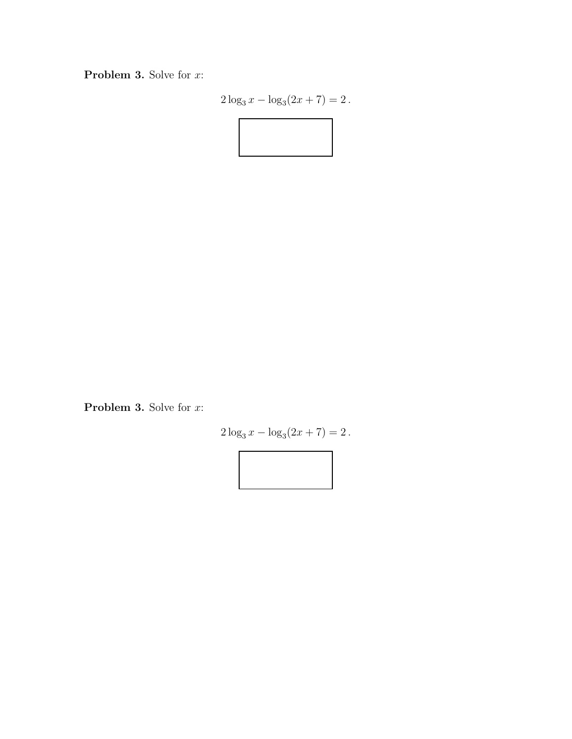**Problem 3.** Solve for $x$:

$$2\log_3 x - \log_3(2x+7) = 2\,.$$

**Problem 3.** Solve for $x$:

$$2\log_3 x - \log_3(2x+7) = 2\,.$$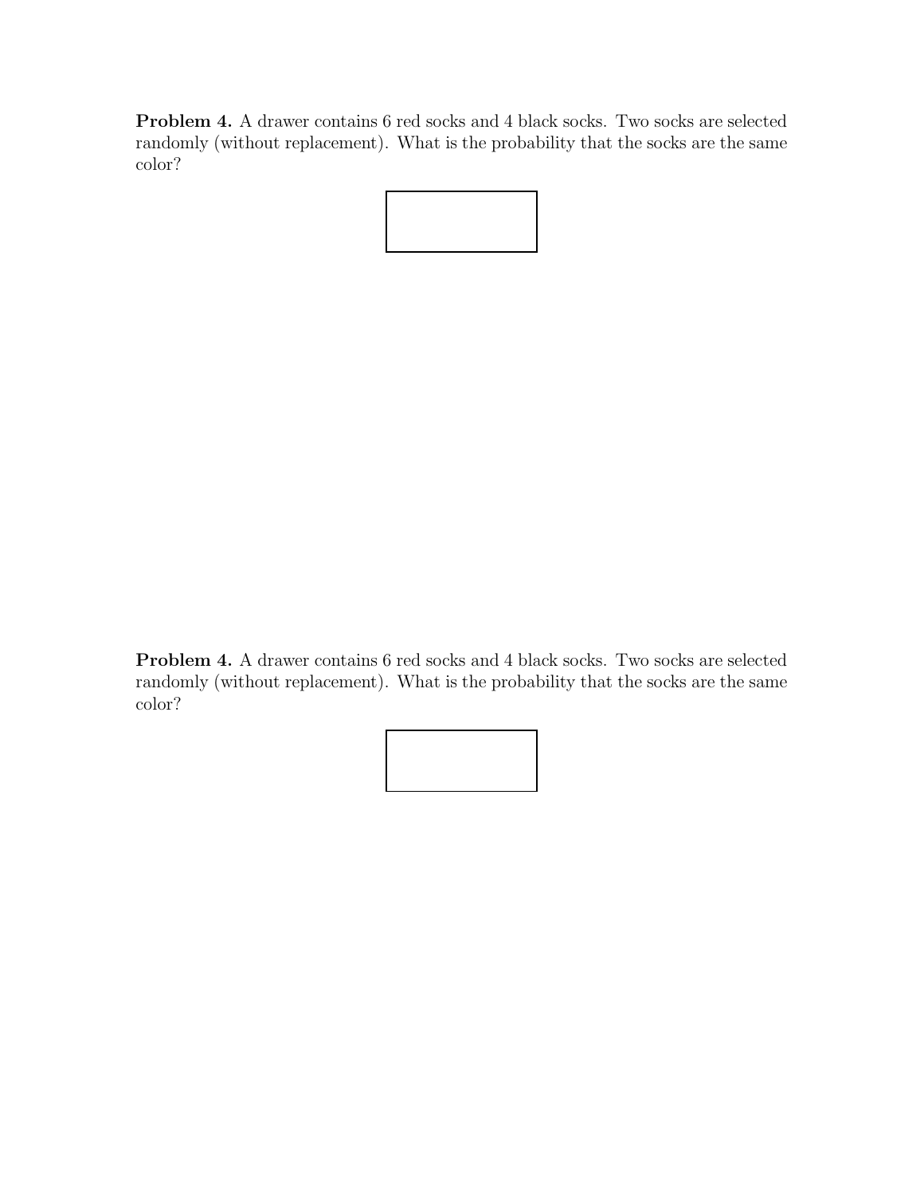**Problem 4.** A drawer contains 6 red socks and 4 black socks. Two socks are selected randomly (without replacement). What is the probability that the socks are the same color?

**Problem 4.** A drawer contains 6 red socks and 4 black socks. Two socks are selected randomly (without replacement). What is the probability that the socks are the same color?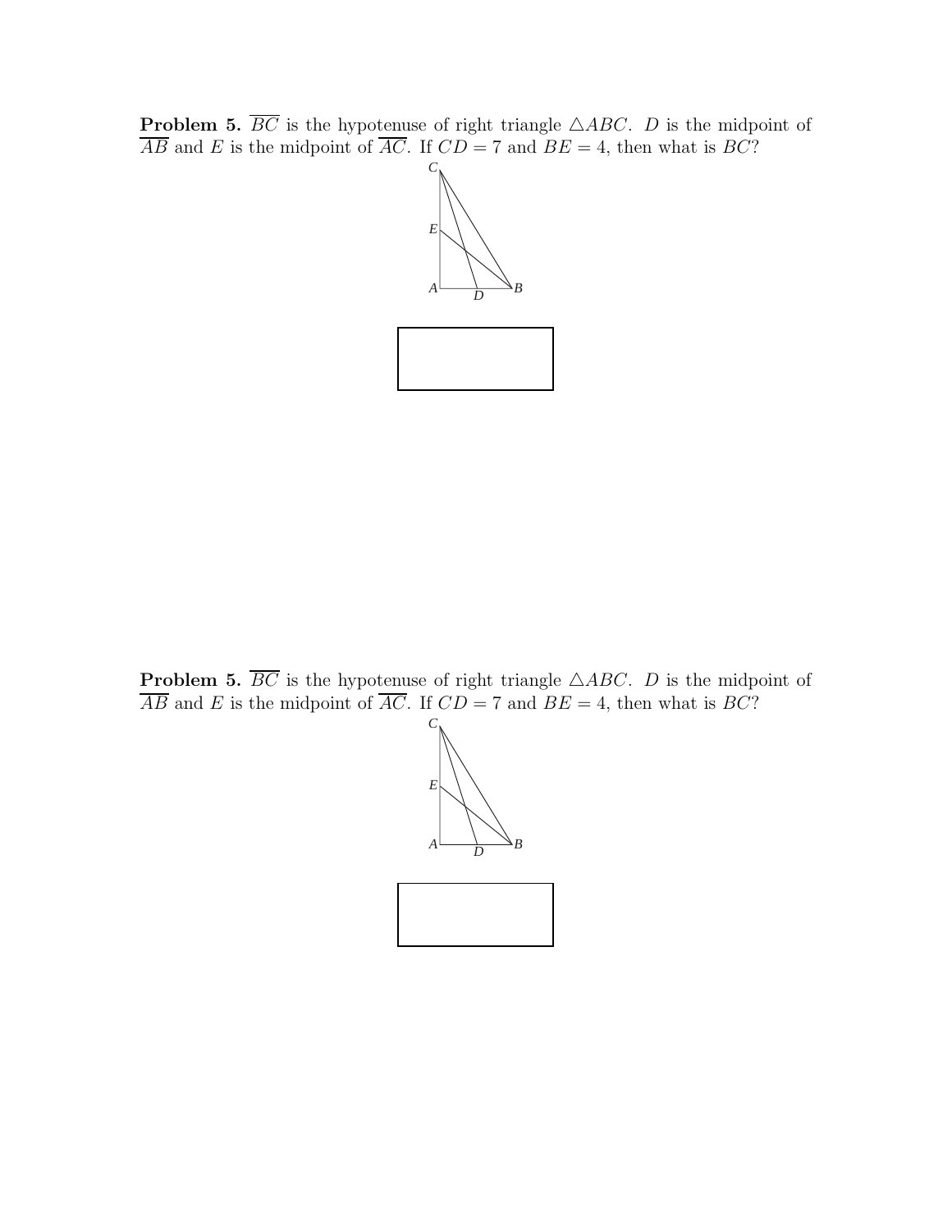**Problem 5.** $\overline{BC}$ is the hypotenuse of right triangle $\triangle ABC$. $D$ is the midpoint of $\overline{AB}$ and $E$ is the midpoint of $\overline{AC}$. If $CD = 7$ and $BE = 4$, then what is $BC$?

**Problem 5.** $\overline{BC}$ is the hypotenuse of right triangle $\triangle ABC$. $D$ is the midpoint of $\overline{AB}$ and $E$ is the midpoint of $\overline{AC}$. If $CD = 7$ and $BE = 4$, then what is $BC$?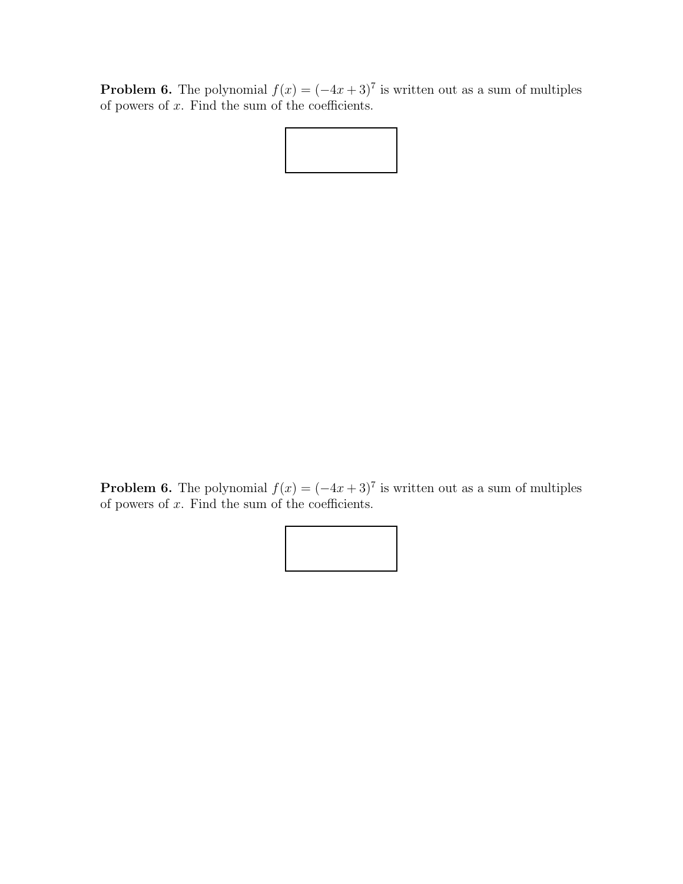**Problem 6.** The polynomial $f(x) = (-4x + 3)^7$ is written out as a sum of multiples of powers of $x$. Find the sum of the coefficients.

**Problem 6.** The polynomial $f(x) = (-4x + 3)^7$ is written out as a sum of multiples of powers of $x$. Find the sum of the coefficients.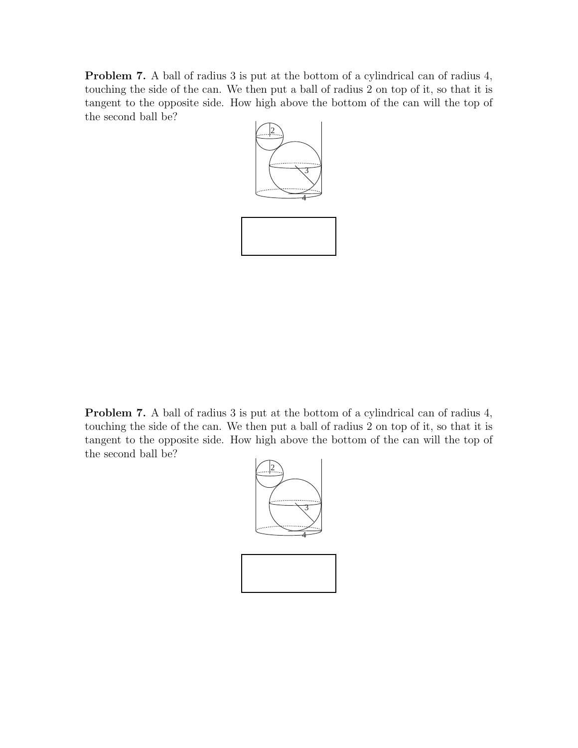**Problem 7.** A ball of radius 3 is put at the bottom of a cylindrical can of radius 4, touching the side of the can. We then put a ball of radius 2 on top of it, so that it is tangent to the opposite side. How high above the bottom of the can will the top of the second ball be?

**Problem 7.** A ball of radius 3 is put at the bottom of a cylindrical can of radius 4, touching the side of the can. We then put a ball of radius 2 on top of it, so that it is tangent to the opposite side. How high above the bottom of the can will the top of the second ball be?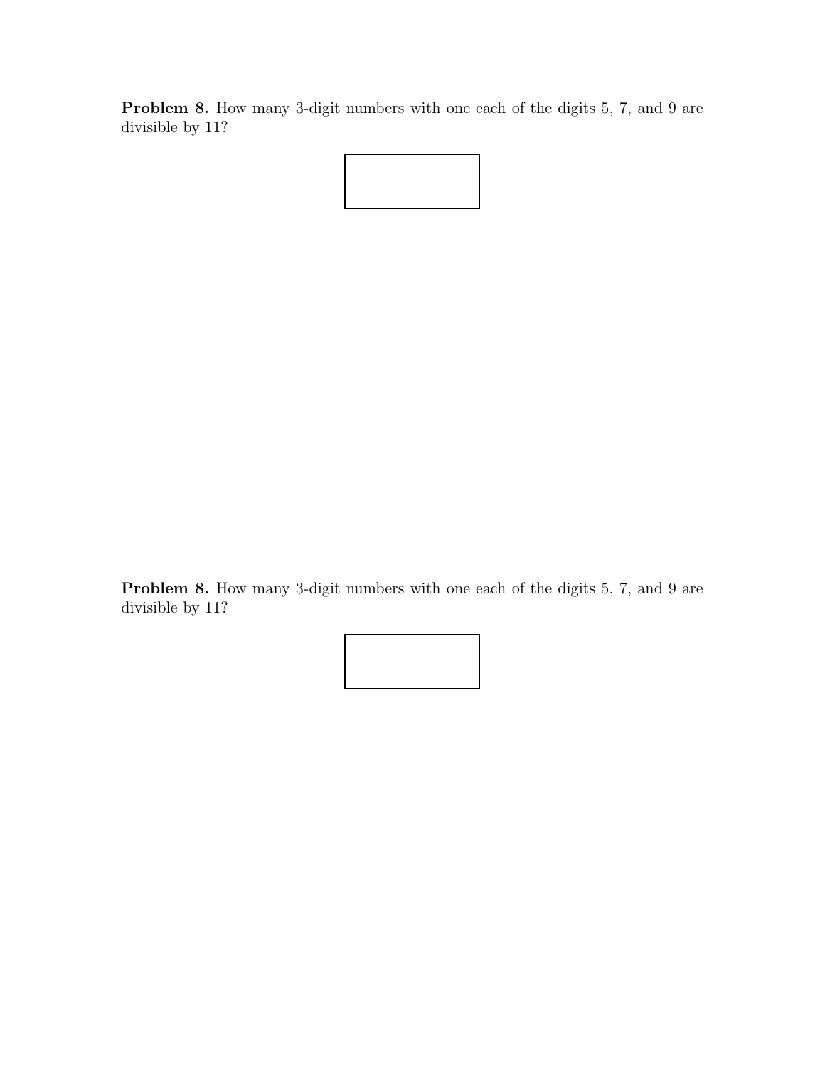**Problem 8.** How many 3-digit numbers with one each of the digits 5, 7, and 9 are divisible by 11?

**Problem 8.** How many 3-digit numbers with one each of the digits 5, 7, and 9 are divisible by 11?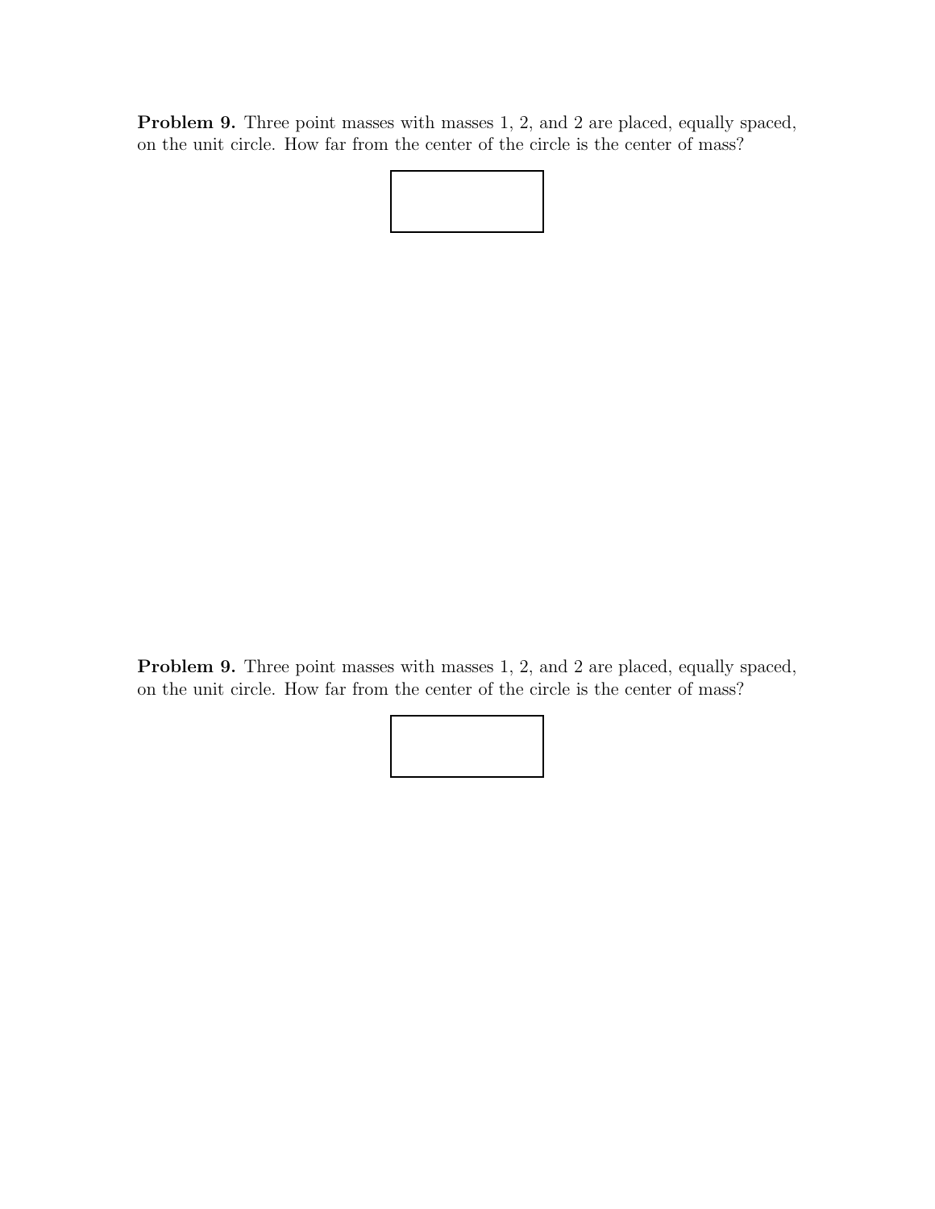**Problem 9.** Three point masses with masses 1, 2, and 2 are placed, equally spaced, on the unit circle. How far from the center of the circle is the center of mass?

**Problem 9.** Three point masses with masses 1, 2, and 2 are placed, equally spaced, on the unit circle. How far from the center of the circle is the center of mass?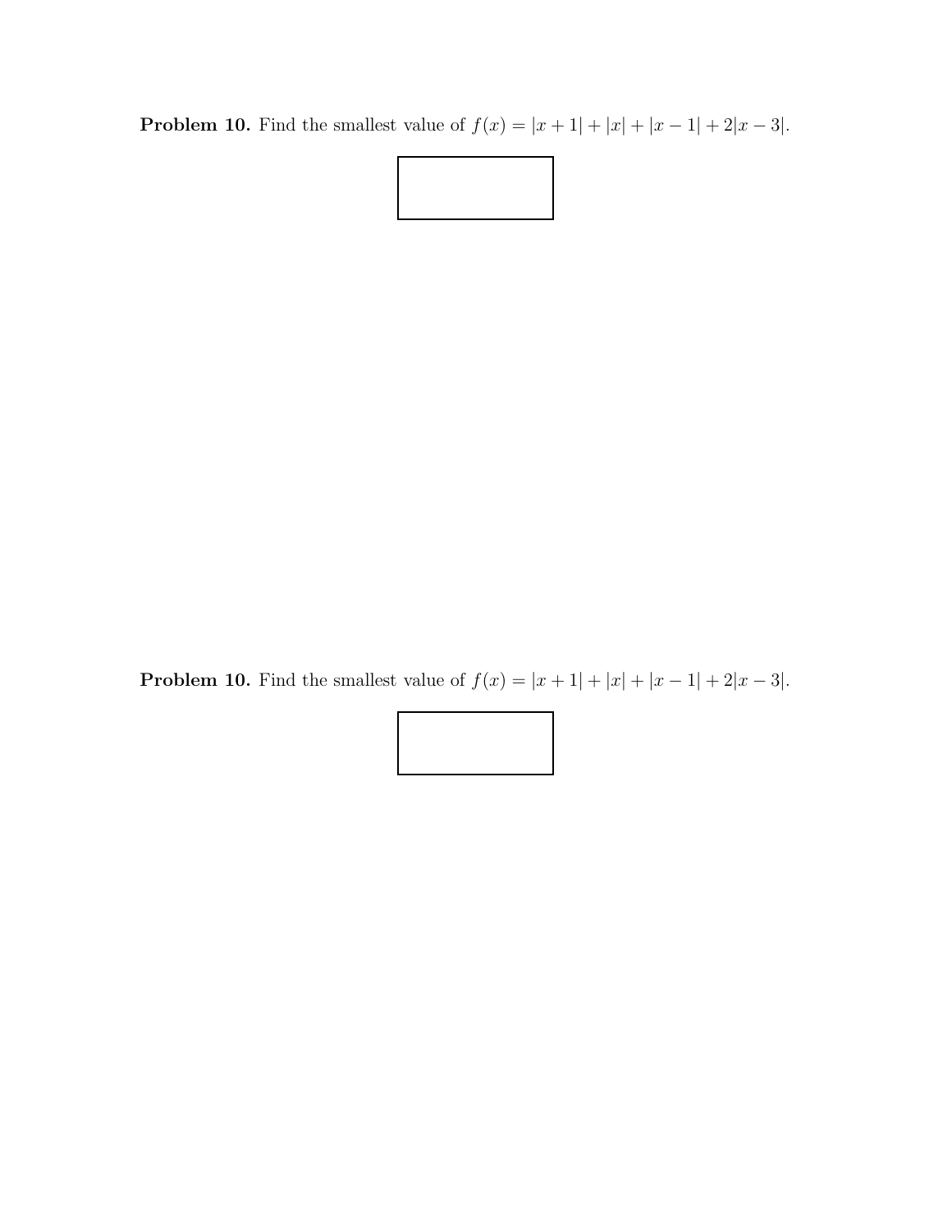**Problem 10.** Find the smallest value of $f(x) = |x+1| + |x| + |x-1| + 2|x-3|$.

**Problem 10.** Find the smallest value of $f(x) = |x+1| + |x| + |x-1| + 2|x-3|$.